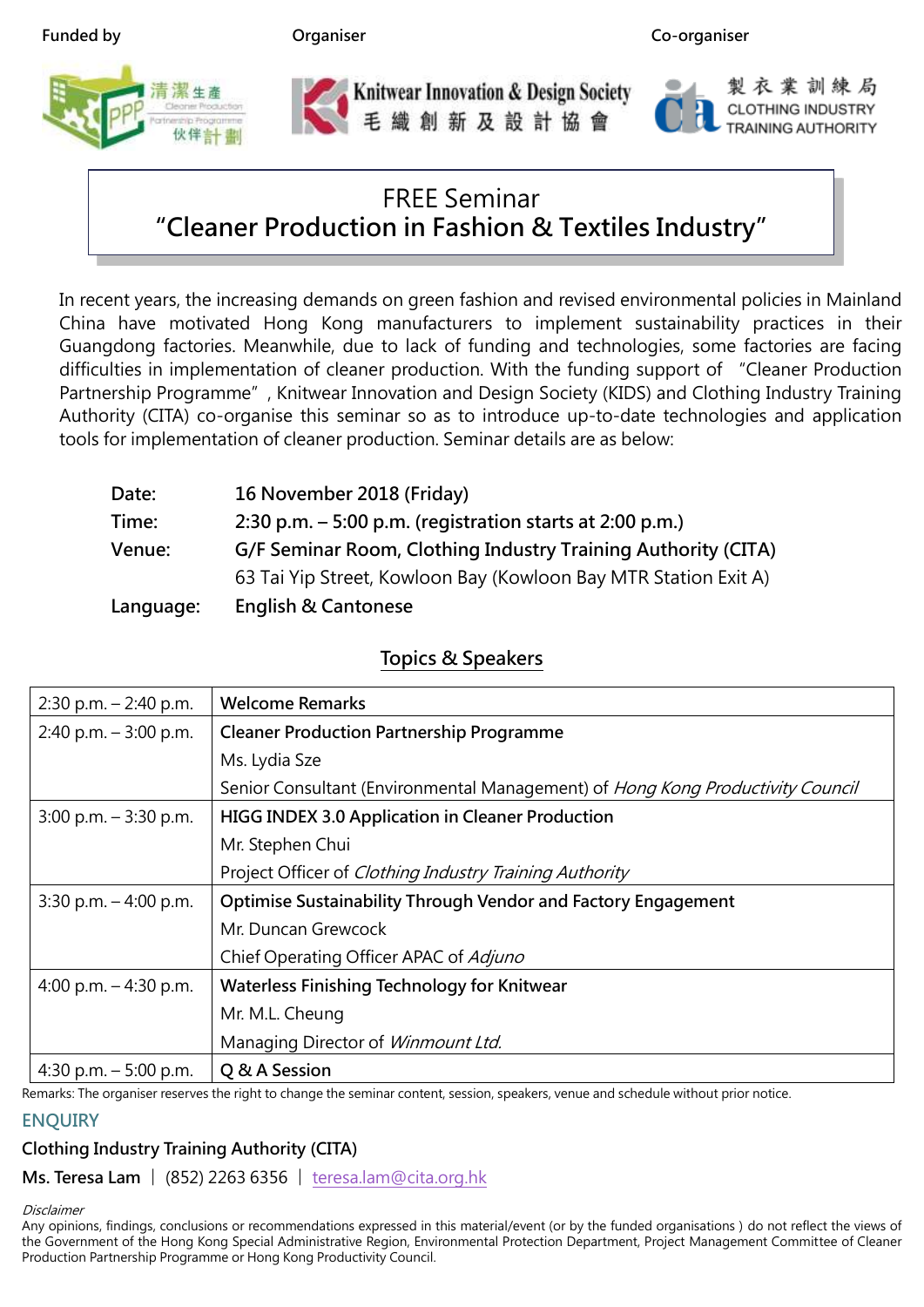Funded by | Organiser | Co-organiser

清潔生產 Cleaner Production Partnership Programme 伙伴計劃

Knitwear Innovation & Design Society 毛織創新及設計協會

製衣業訓練局 CLOTHING INDUSTRY TRAINING AUTHORITY

# FREE Seminar
# "Cleaner Production in Fashion & Textiles Industry"

In recent years, the increasing demands on green fashion and revised environmental policies in Mainland China have motivated Hong Kong manufacturers to implement sustainability practices in their Guangdong factories. Meanwhile, due to lack of funding and technologies, some factories are facing difficulties in implementation of cleaner production. With the funding support of "Cleaner Production Partnership Programme", Knitwear Innovation and Design Society (KIDS) and Clothing Industry Training Authority (CITA) co-organise this seminar so as to introduce up-to-date technologies and application tools for implementation of cleaner production. Seminar details are as below:

**Date:** 16 November 2018 (Friday)
**Time:** 2:30 p.m. – 5:00 p.m. (registration starts at 2:00 p.m.)
**Venue:** G/F Seminar Room, Clothing Industry Training Authority (CITA)
63 Tai Yip Street, Kowloon Bay (Kowloon Bay MTR Station Exit A)
**Language:** English & Cantonese

## Topics & Speakers

| Time | Topic & Speaker |
|---|---|
| 2:30 p.m. – 2:40 p.m. | **Welcome Remarks** |
| 2:40 p.m. – 3:00 p.m. | **Cleaner Production Partnership Programme**<br>Ms. Lydia Sze<br>Senior Consultant (Environmental Management) of *Hong Kong Productivity Council* |
| 3:00 p.m. – 3:30 p.m. | **HIGG INDEX 3.0 Application in Cleaner Production**<br>Mr. Stephen Chui<br>Project Officer of *Clothing Industry Training Authority* |
| 3:30 p.m. – 4:00 p.m. | **Optimise Sustainability Through Vendor and Factory Engagement**<br>Mr. Duncan Grewcock<br>Chief Operating Officer APAC of *Adjuno* |
| 4:00 p.m. – 4:30 p.m. | **Waterless Finishing Technology for Knitwear**<br>Mr. M.L. Cheung<br>Managing Director of *Winmount Ltd.* |
| 4:30 p.m. – 5:00 p.m. | **Q & A Session** |

Remarks: The organiser reserves the right to change the seminar content, session, speakers, venue and schedule without prior notice.

## ENQUIRY

**Clothing Industry Training Authority (CITA)**

**Ms. Teresa Lam** | (852) 2263 6356 | teresa.lam@cita.org.hk

*Disclaimer*

Any opinions, findings, conclusions or recommendations expressed in this material/event (or by the funded organisations ) do not reflect the views of the Government of the Hong Kong Special Administrative Region, Environmental Protection Department, Project Management Committee of Cleaner Production Partnership Programme or Hong Kong Productivity Council.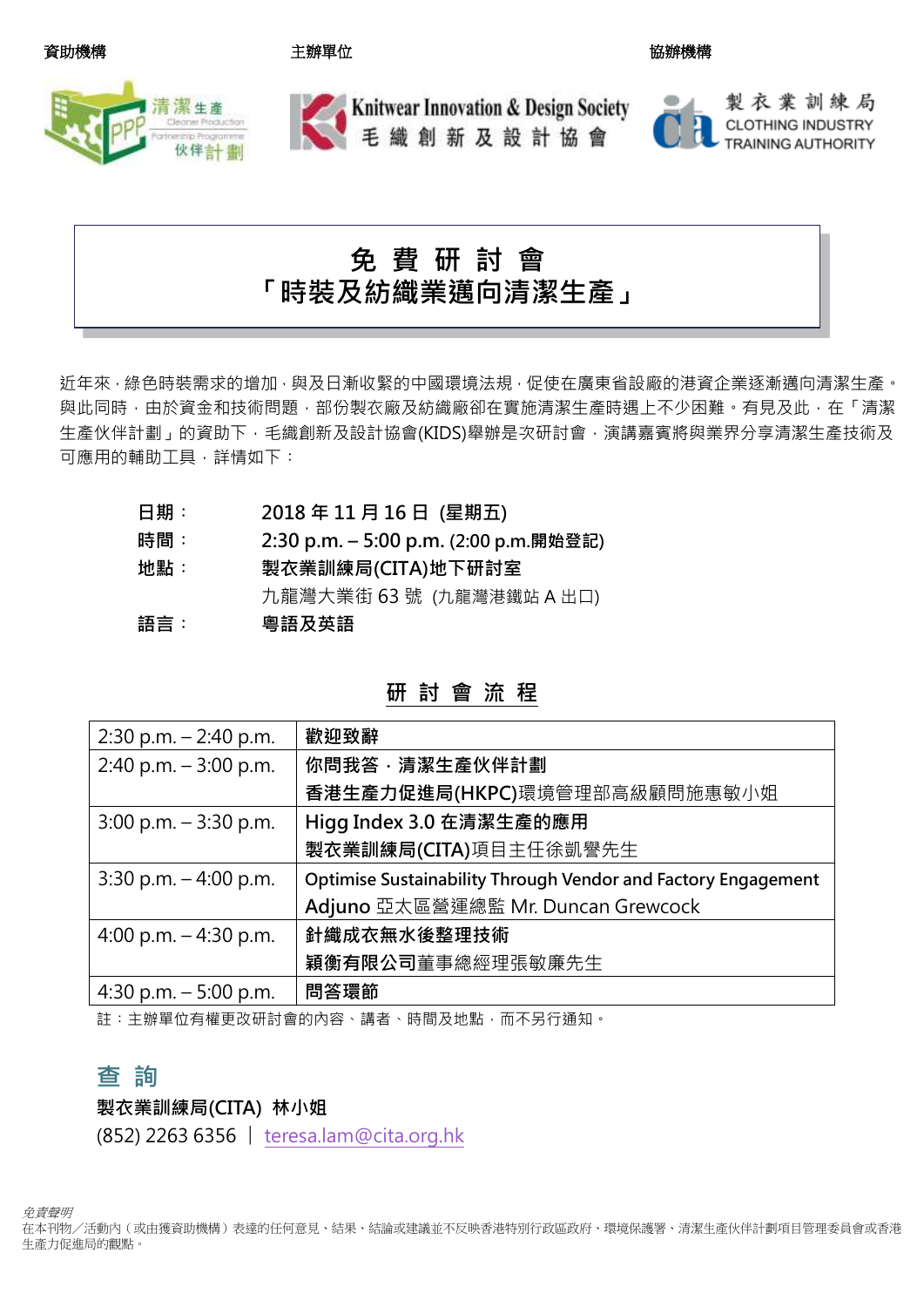資助機構　　主辦單位　　協辦機構

清潔生產伙伴計劃 Cleaner Production Partnership Programme

Knitwear Innovation & Design Society 毛織創新及設計協會

製衣業訓練局 CLOTHING INDUSTRY TRAINING AUTHORITY

# 免 費 研 討 會
# 「時裝及紡織業邁向清潔生產」

近年來，綠色時裝需求的增加，與及日漸收緊的中國環境法規，促使在廣東省設廠的港資企業逐漸邁向清潔生產。與此同時，由於資金和技術問題，部份製衣廠及紡織廠卻在實施清潔生產時遇上不少困難。有見及此，在「清潔生產伙伴計劃」的資助下，毛織創新及設計協會(KIDS)舉辦是次研討會，演講嘉賓將與業界分享清潔生產技術及可應用的輔助工具，詳情如下：

**日期：** **2018 年 11 月 16 日 (星期五)**

**時間：** **2:30 p.m. – 5:00 p.m. (2:00 p.m.開始登記)**

**地點：** **製衣業訓練局(CITA)地下研討室**
九龍灣大業街 63 號 (九龍灣港鐵站 A 出口)

**語言：** **粵語及英語**

## 研 討 會 流 程

| | |
|---|---|
| 2:30 p.m. – 2:40 p.m. | **歡迎致辭** |
| 2:40 p.m. – 3:00 p.m. | **你問我答．清潔生產伙伴計劃**<br>**香港生產力促進局(HKPC)**環境管理部高級顧問施惠敏小姐 |
| 3:00 p.m. – 3:30 p.m. | **Higg Index 3.0 在清潔生產的應用**<br>**製衣業訓練局(CITA)**項目主任徐凱譽先生 |
| 3:30 p.m. – 4:00 p.m. | **Optimise Sustainability Through Vendor and Factory Engagement**<br>**Adjuno** 亞太區營運總監 Mr. Duncan Grewcock |
| 4:00 p.m. – 4:30 p.m. | **針織成衣無水後整理技術**<br>**穎衡有限公司**董事總經理張敏廉先生 |
| 4:30 p.m. – 5:00 p.m. | **問答環節** |

註：主辦單位有權更改研討會的內容、講者、時間及地點，而不另行通知。

## 查 詢

**製衣業訓練局(CITA) 林小姐**

(852) 2263 6356 ｜ teresa.lam@cita.org.hk

*免責聲明*

在本刊物／活動內（或由獲資助機構）表達的任何意見、結果、結論或建議並不反映香港特別行政區政府、環境保護署、清潔生產伙伴計劃項目管理委員會或香港生產力促進局的觀點。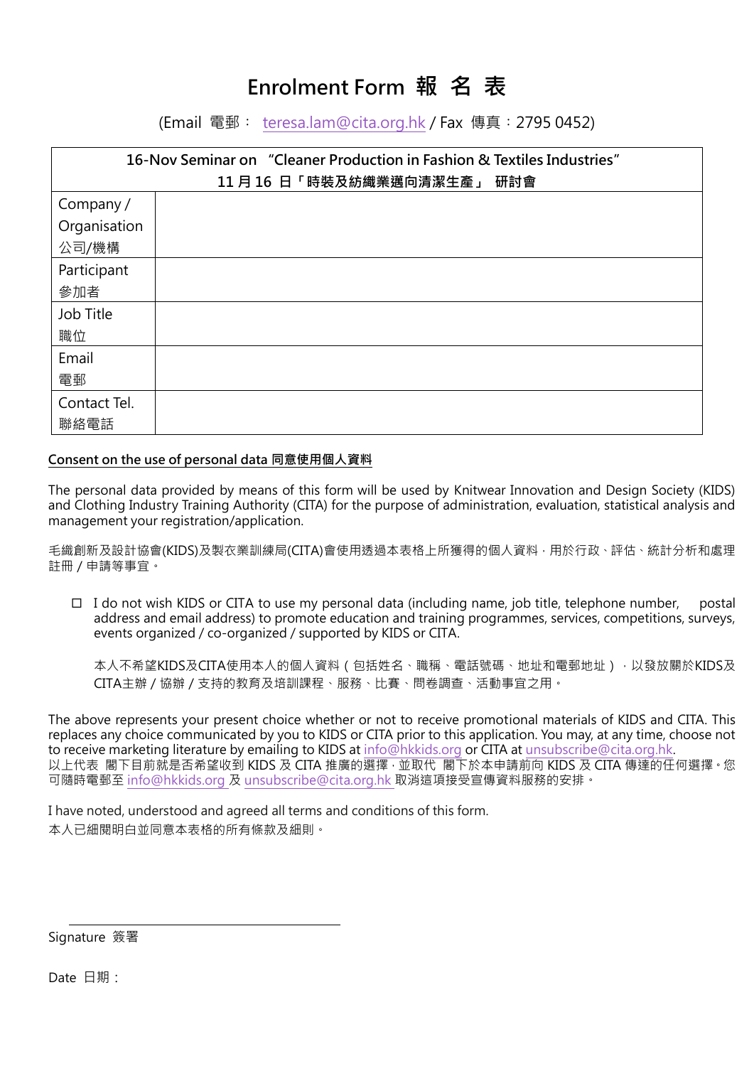# Enrolment Form 報 名 表

(Email 電郵： teresa.lam@cita.org.hk / Fax 傳真：2795 0452)

| 16-Nov Seminar on "Cleaner Production in Fashion & Textiles Industries" 11 月 16 日「時裝及紡織業邁向清潔生產」 研討會 | |
|---|---|
| Company / Organisation 公司/機構 | |
| Participant 參加者 | |
| Job Title 職位 | |
| Email 電郵 | |
| Contact Tel. 聯絡電話 | |

**Consent on the use of personal data 同意使用個人資料**

The personal data provided by means of this form will be used by Knitwear Innovation and Design Society (KIDS) and Clothing Industry Training Authority (CITA) for the purpose of administration, evaluation, statistical analysis and management your registration/application.

毛織創新及設計協會(KIDS)及製衣業訓練局(CITA)會使用透過本表格上所獲得的個人資料，用於行政、評估、統計分析和處理註冊 / 申請等事宜。

☐ I do not wish KIDS or CITA to use my personal data (including name, job title, telephone number, postal address and email address) to promote education and training programmes, services, competitions, surveys, events organized / co-organized / supported by KIDS or CITA.

本人不希望KIDS及CITA使用本人的個人資料（包括姓名、職稱、電話號碼、地址和電郵地址），以發放關於KIDS及CITA主辦 / 協辦 / 支持的教育及培訓課程、服務、比賽、問卷調查、活動事宜之用。

The above represents your present choice whether or not to receive promotional materials of KIDS and CITA. This replaces any choice communicated by you to KIDS or CITA prior to this application. You may, at any time, choose not to receive marketing literature by emailing to KIDS at info@hkkids.org or CITA at unsubscribe@cita.org.hk.
以上代表 閣下目前就是否希望收到 KIDS 及 CITA 推廣的選擇，並取代 閣下於本申請前向 KIDS 及 CITA 傳達的任何選擇。您可隨時電郵至 info@hkkids.org 及 unsubscribe@cita.org.hk 取消這項接受宣傳資料服務的安排。

I have noted, understood and agreed all terms and conditions of this form.
本人已細閱明白並同意本表格的所有條款及細則。

\_\_\_\_\_\_\_\_\_\_\_\_\_\_\_\_\_\_\_\_\_\_\_\_\_\_\_\_\_\_

Signature 簽署

Date 日期：